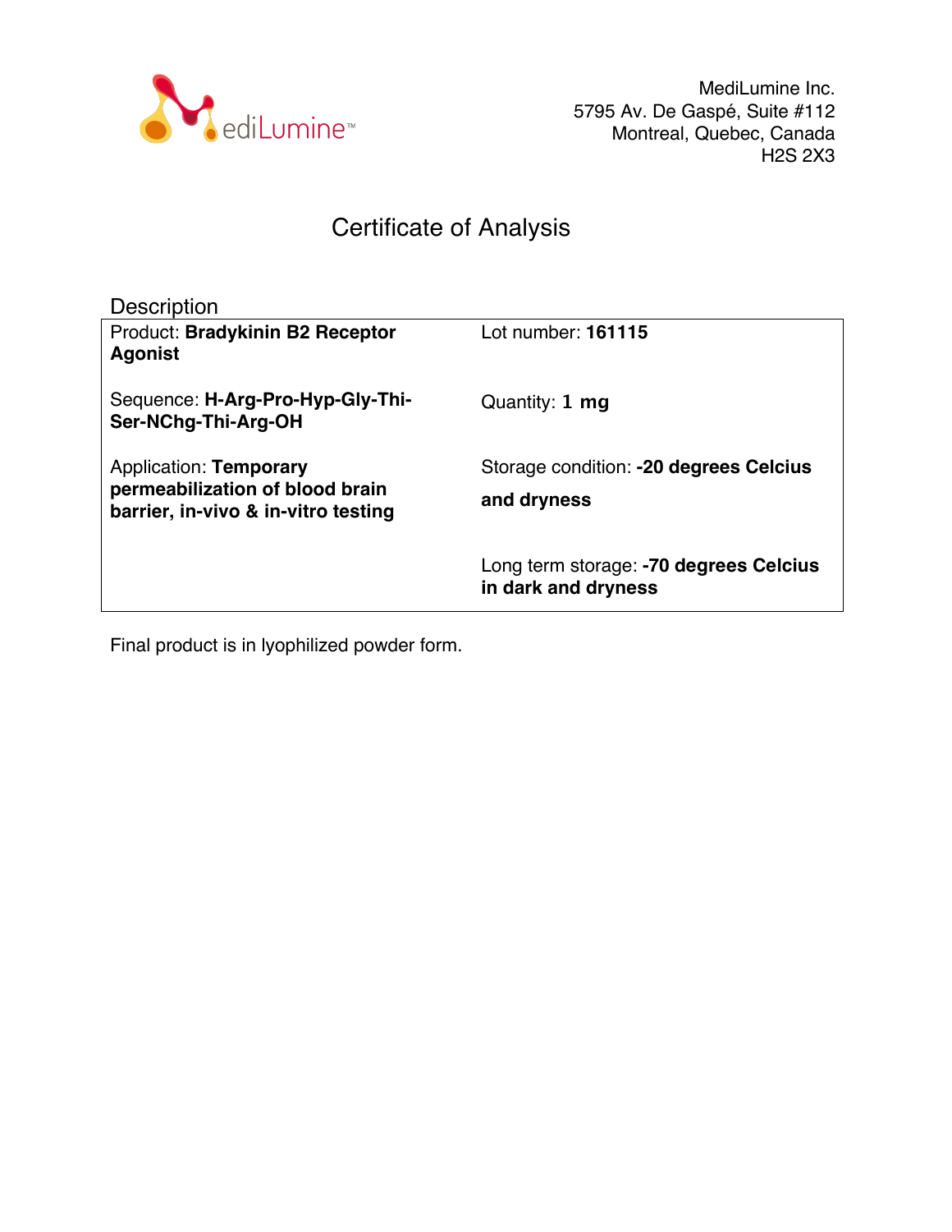MediLumine Inc.
5795 Av. De Gaspé, Suite #112
Montreal, Quebec, Canada
H2S 2X3

# Certificate of Analysis

## Description

| | |
|---|---|
| Product: **Bradykinin B2 Receptor Agonist** | Lot number: **161115** |
| Sequence: **H-Arg-Pro-Hyp-Gly-Thi-Ser-NChg-Thi-Arg-OH** | Quantity: **1 mg** |
| Application: **Temporary permeabilization of blood brain barrier, in-vivo & in-vitro testing** | Storage condition: **-20 degrees Celcius and dryness** |
| | Long term storage: **-70 degrees Celcius in dark and dryness** |

Final product is in lyophilized powder form.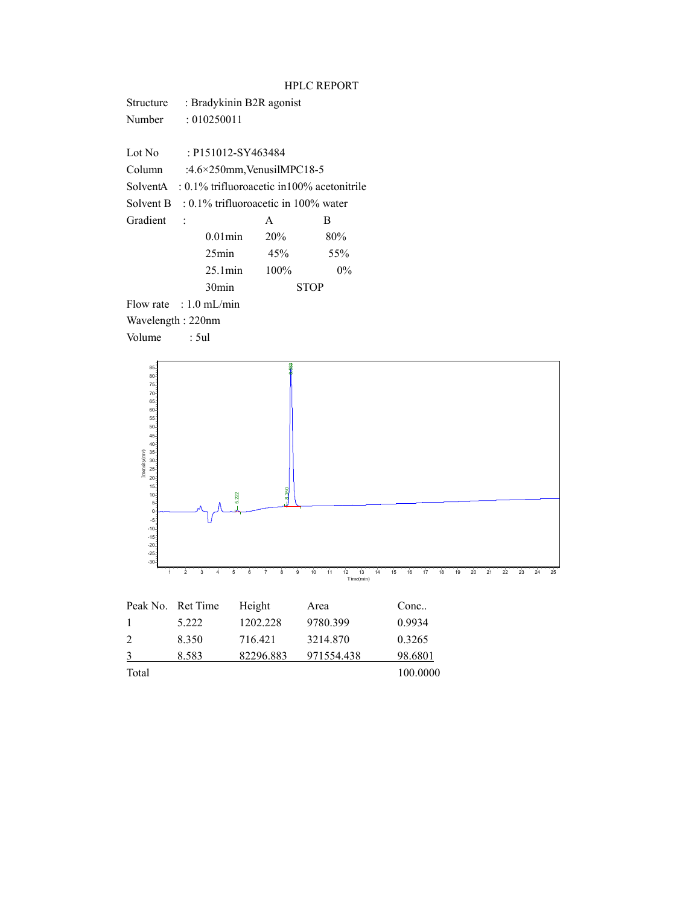# HPLC REPORT

Structure : Bradykinin B2R agonist
Number : 010250011

Lot No : P151012-SY463484
Column :4.6×250mm,VenusilMPC18-5
SolventA : 0.1% trifluoroacetic in100% acetonitrile
Solvent B : 0.1% trifluoroacetic in 100% water
Gradient :

| | A | B |
|---|---|---|
| 0.01min | 20% | 80% |
| 25min | 45% | 55% |
| 25.1min | 100% | 0% |
| 30min | STOP | |

Flow rate : 1.0 mL/min
Wavelength : 220nm
Volume : 5ul

| Peak No. | Ret Time | Height | Area | Conc.. |
|---|---|---|---|---|
| 1 | 5.222 | 1202.228 | 9780.399 | 0.9934 |
| 2 | 8.350 | 716.421 | 3214.870 | 0.3265 |
| 3 | 8.583 | 82296.883 | 971554.438 | 98.6801 |
| Total | | | | 100.0000 |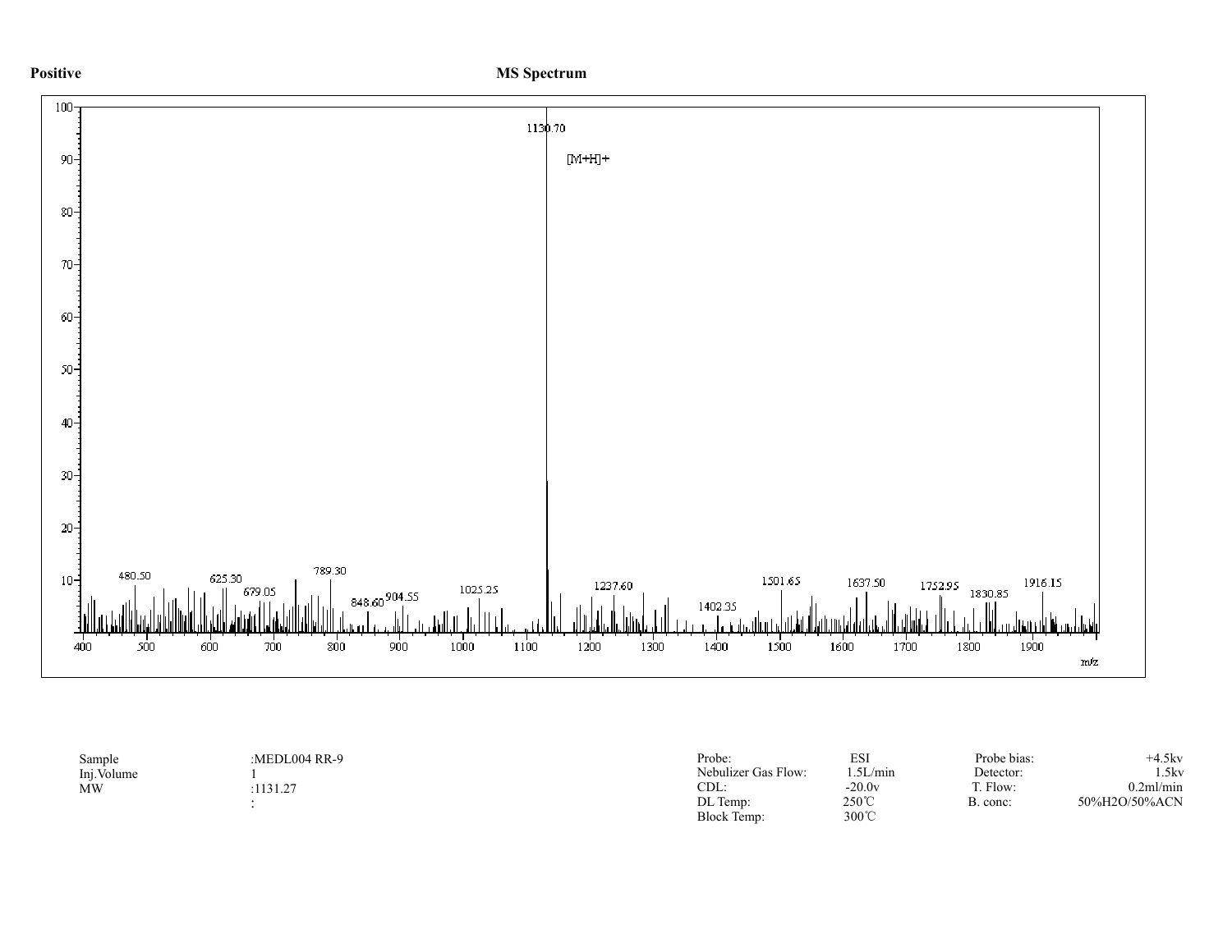**Positive**

**MS Spectrum**

100
90
80
70
60
50
40
30
20
10

1130.70

[M+H]+

480.50
625.30
679.05
789.30
848.60
904.55
1025.25
1237.60
1402.35
1501.65
1637.50
1752.95
1830.85
1916.15

400 500 600 700 800 900 1000 1100 1200 1300 1400 1500 1600 1700 1800 1900

m/z

| | | | | | |
|---|---|---|---|---|---|
| Sample | :MEDL004 RR-9 | Probe: | ESI | Probe bias: | +4.5kv |
| Inj.Volume | 1 | Nebulizer Gas Flow: | 1.5L/min | Detector: | 1.5kv |
| MW | :1131.27 | CDL: | -20.0v | T. Flow: | 0.2ml/min |
| | : | DL Temp: | 250℃ | B. conc: | 50%H2O/50%ACN |
| | | Block Temp: | 300℃ | | |